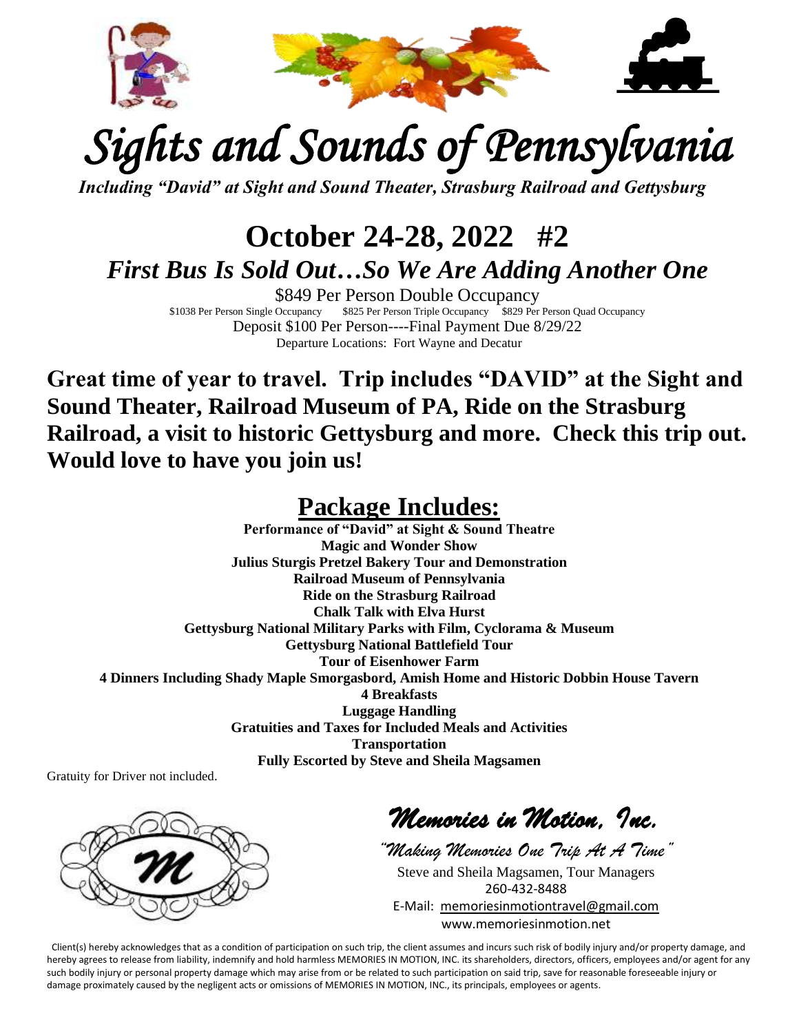# Sights and Sounds of Pennsylvania

*Including "David" at Sight and Sound Theater, Strasburg Railroad and Gettysburg*

## October 24-28, 2022 #2

### *First Bus Is Sold Out…So We Are Adding Another One*

$849 Per Person Double Occupancy

$1038 Per Person Single Occupancy $825 Per Person Triple Occupancy $829 Per Person Quad Occupancy

Deposit $100 Per Person----Final Payment Due 8/29/22

Departure Locations: Fort Wayne and Decatur

**Great time of year to travel. Trip includes "DAVID" at the Sight and Sound Theater, Railroad Museum of PA, Ride on the Strasburg Railroad, a visit to historic Gettysburg and more. Check this trip out. Would love to have you join us!**

## Package Includes:

**Performance of "David" at Sight & Sound Theatre**
**Magic and Wonder Show**
**Julius Sturgis Pretzel Bakery Tour and Demonstration**
**Railroad Museum of Pennsylvania**
**Ride on the Strasburg Railroad**
**Chalk Talk with Elva Hurst**
**Gettysburg National Military Parks with Film, Cyclorama & Museum**
**Gettysburg National Battlefield Tour**
**Tour of Eisenhower Farm**
**4 Dinners Including Shady Maple Smorgasbord, Amish Home and Historic Dobbin House Tavern**
**4 Breakfasts**
**Luggage Handling**
**Gratuities and Taxes for Included Meals and Activities**
**Transportation**
**Fully Escorted by Steve and Sheila Magsamen**

Gratuity for Driver not included.

*Memories in Motion, Inc.*

*"Making Memories One Trip At A Time"*

Steve and Sheila Magsamen, Tour Managers
260-432-8488
E-Mail: memoriesinmotiontravel@gmail.com
www.memoriesinmotion.net

Client(s) hereby acknowledges that as a condition of participation on such trip, the client assumes and incurs such risk of bodily injury and/or property damage, and hereby agrees to release from liability, indemnify and hold harmless MEMORIES IN MOTION, INC. its shareholders, directors, officers, employees and/or agent for any such bodily injury or personal property damage which may arise from or be related to such participation on said trip, save for reasonable foreseeable injury or damage proximately caused by the negligent acts or omissions of MEMORIES IN MOTION, INC., its principals, employees or agents.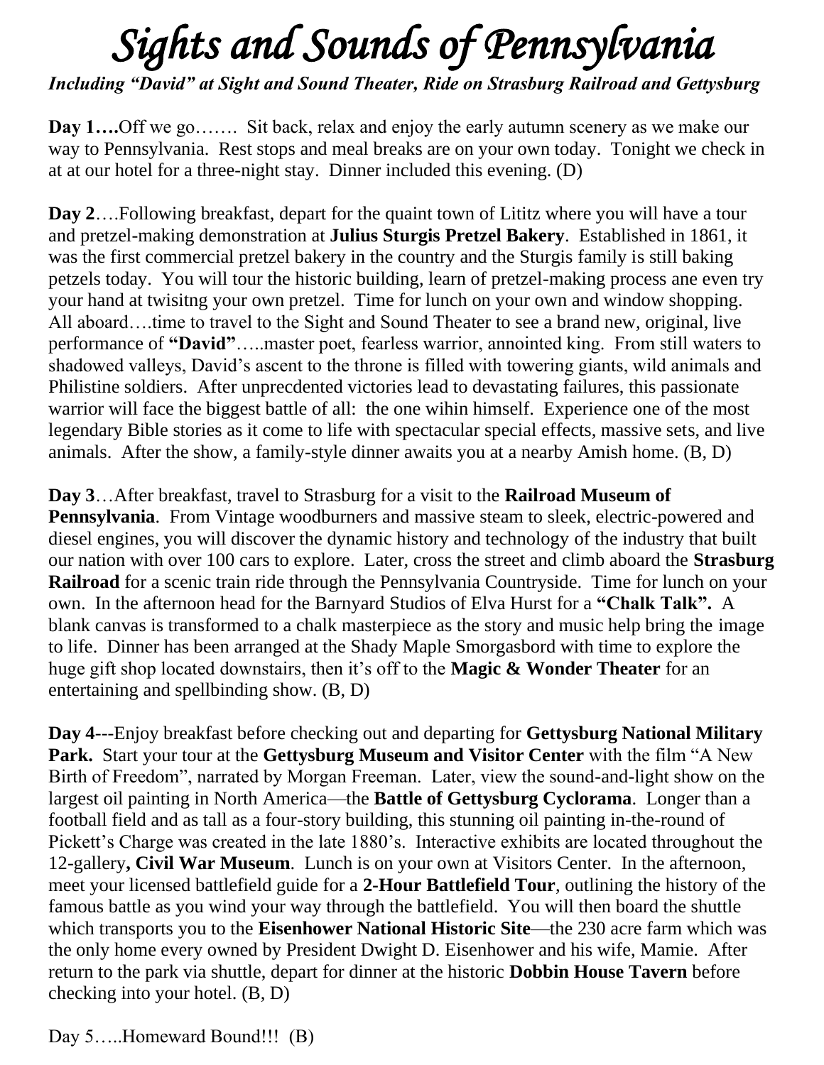# *Sights and Sounds of Pennsylvania*

***Including "David" at Sight and Sound Theater, Ride on Strasburg Railroad and Gettysburg***

**Day 1….**Off we go……. Sit back, relax and enjoy the early autumn scenery as we make our way to Pennsylvania. Rest stops and meal breaks are on your own today. Tonight we check in at at our hotel for a three-night stay. Dinner included this evening. (D)

**Day 2**….Following breakfast, depart for the quaint town of Lititz where you will have a tour and pretzel-making demonstration at **Julius Sturgis Pretzel Bakery**. Established in 1861, it was the first commercial pretzel bakery in the country and the Sturgis family is still baking petzels today. You will tour the historic building, learn of pretzel-making process ane even try your hand at twisitng your own pretzel. Time for lunch on your own and window shopping. All aboard….time to travel to the Sight and Sound Theater to see a brand new, original, live performance of **"David"**…..master poet, fearless warrior, annointed king. From still waters to shadowed valleys, David's ascent to the throne is filled with towering giants, wild animals and Philistine soldiers. After unprecdented victories lead to devastating failures, this passionate warrior will face the biggest battle of all: the one wihin himself. Experience one of the most legendary Bible stories as it come to life with spectacular special effects, massive sets, and live animals. After the show, a family-style dinner awaits you at a nearby Amish home. (B, D)

**Day 3**…After breakfast, travel to Strasburg for a visit to the **Railroad Museum of Pennsylvania**. From Vintage woodburners and massive steam to sleek, electric-powered and diesel engines, you will discover the dynamic history and technology of the industry that built our nation with over 100 cars to explore. Later, cross the street and climb aboard the **Strasburg Railroad** for a scenic train ride through the Pennsylvania Countryside. Time for lunch on your own. In the afternoon head for the Barnyard Studios of Elva Hurst for a **"Chalk Talk".** A blank canvas is transformed to a chalk masterpiece as the story and music help bring the image to life. Dinner has been arranged at the Shady Maple Smorgasbord with time to explore the huge gift shop located downstairs, then it's off to the **Magic & Wonder Theater** for an entertaining and spellbinding show. (B, D)

**Day 4**---Enjoy breakfast before checking out and departing for **Gettysburg National Military Park.** Start your tour at the **Gettysburg Museum and Visitor Center** with the film "A New Birth of Freedom", narrated by Morgan Freeman. Later, view the sound-and-light show on the largest oil painting in North America—the **Battle of Gettysburg Cyclorama**. Longer than a football field and as tall as a four-story building, this stunning oil painting in-the-round of Pickett's Charge was created in the late 1880's. Interactive exhibits are located throughout the 12-gallery**, Civil War Museum**. Lunch is on your own at Visitors Center. In the afternoon, meet your licensed battlefield guide for a **2-Hour Battlefield Tour**, outlining the history of the famous battle as you wind your way through the battlefield. You will then board the shuttle which transports you to the **Eisenhower National Historic Site**—the 230 acre farm which was the only home every owned by President Dwight D. Eisenhower and his wife, Mamie. After return to the park via shuttle, depart for dinner at the historic **Dobbin House Tavern** before checking into your hotel. (B, D)

Day 5…..Homeward Bound!!! (B)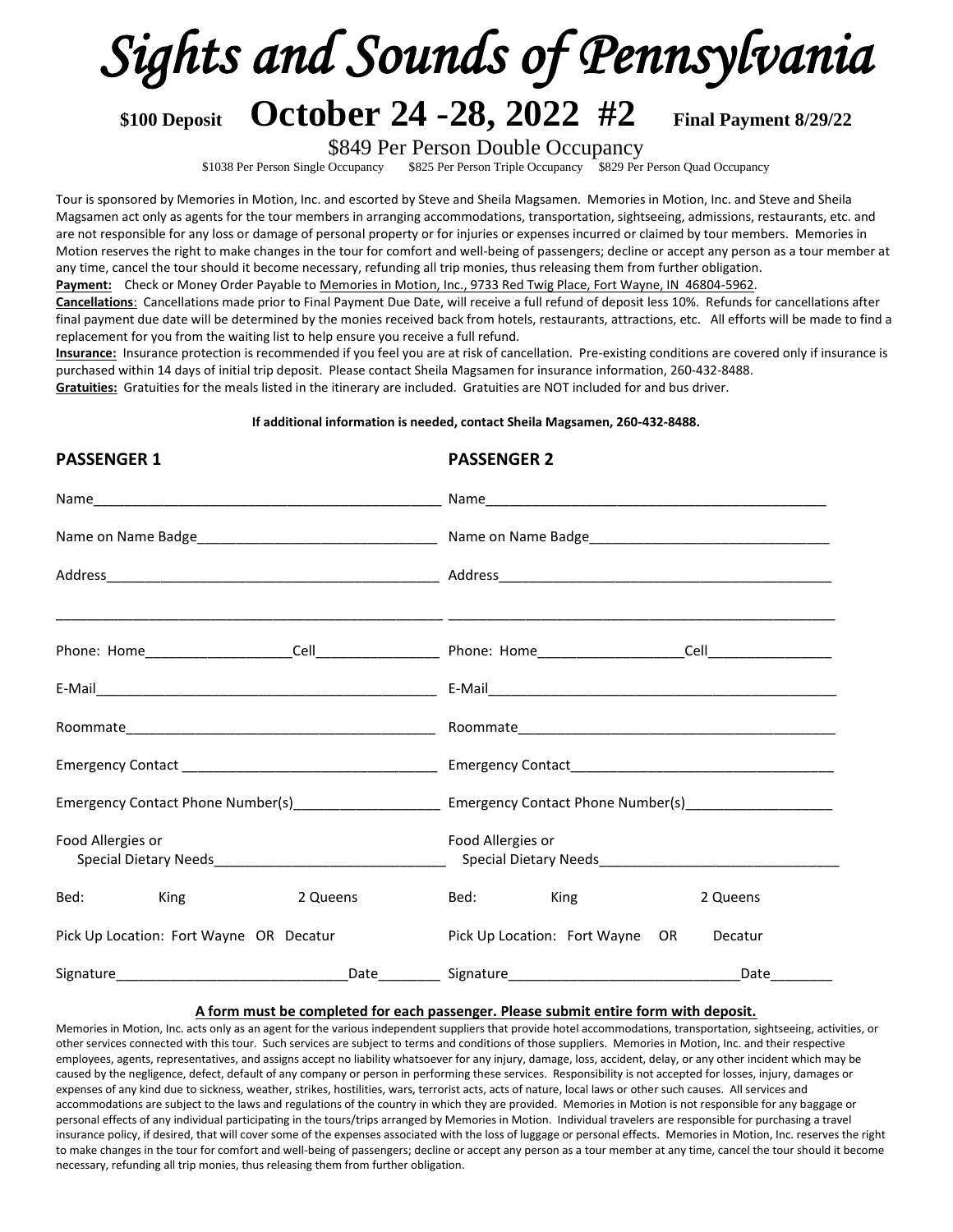# *Sights and Sounds of Pennsylvania*

**$100 Deposit** **October 24 -28, 2022 #2** **Final Payment 8/29/22**

$849 Per Person Double Occupancy

$1038 Per Person Single Occupancy  $825 Per Person Triple Occupancy  $829 Per Person Quad Occupancy

Tour is sponsored by Memories in Motion, Inc. and escorted by Steve and Sheila Magsamen. Memories in Motion, Inc. and Steve and Sheila Magsamen act only as agents for the tour members in arranging accommodations, transportation, sightseeing, admissions, restaurants, etc. and are not responsible for any loss or damage of personal property or for injuries or expenses incurred or claimed by tour members. Memories in Motion reserves the right to make changes in the tour for comfort and well-being of passengers; decline or accept any person as a tour member at any time, cancel the tour should it become necessary, refunding all trip monies, thus releasing them from further obligation.

**Payment:** Check or Money Order Payable to Memories in Motion, Inc., 9733 Red Twig Place, Fort Wayne, IN 46804-5962.

**Cancellations**: Cancellations made prior to Final Payment Due Date, will receive a full refund of deposit less 10%. Refunds for cancellations after final payment due date will be determined by the monies received back from hotels, restaurants, attractions, etc. All efforts will be made to find a replacement for you from the waiting list to help ensure you receive a full refund.

**Insurance:** Insurance protection is recommended if you feel you are at risk of cancellation. Pre-existing conditions are covered only if insurance is purchased within 14 days of initial trip deposit. Please contact Sheila Magsamen for insurance information, 260-432-8488.

**Gratuities:** Gratuities for the meals listed in the itinerary are included. Gratuities are NOT included for and bus driver.

**If additional information is needed, contact Sheila Magsamen, 260-432-8488.**

| **PASSENGER 1** | **PASSENGER 2** |
|---|---|
| Name_______________________________ | Name_______________________________ |
| Name on Name Badge__________________ | Name on Name Badge__________________ |
| Address_____________________________ | Address_____________________________ |
| ___________________________________ | ___________________________________ |
| Phone: Home_____________Cell__________ | Phone: Home_____________Cell__________ |
| E-Mail______________________________ | E-Mail______________________________ |
| Roommate___________________________ | Roommate___________________________ |
| Emergency Contact ____________________ | Emergency Contact____________________ |
| Emergency Contact Phone Number(s)____________ | Emergency Contact Phone Number(s)____________ |
| Food Allergies or Special Dietary Needs__________________ | Food Allergies or Special Dietary Needs__________________ |
| Bed: King 2 Queens | Bed: King 2 Queens |
| Pick Up Location: Fort Wayne OR Decatur | Pick Up Location: Fort Wayne OR Decatur |
| Signature____________________Date________ | Signature____________________Date________ |

**A form must be completed for each passenger. Please submit entire form with deposit.**

Memories in Motion, Inc. acts only as an agent for the various independent suppliers that provide hotel accommodations, transportation, sightseeing, activities, or other services connected with this tour. Such services are subject to terms and conditions of those suppliers. Memories in Motion, Inc. and their respective employees, agents, representatives, and assigns accept no liability whatsoever for any injury, damage, loss, accident, delay, or any other incident which may be caused by the negligence, defect, default of any company or person in performing these services. Responsibility is not accepted for losses, injury, damages or expenses of any kind due to sickness, weather, strikes, hostilities, wars, terrorist acts, acts of nature, local laws or other such causes. All services and accommodations are subject to the laws and regulations of the country in which they are provided. Memories in Motion is not responsible for any baggage or personal effects of any individual participating in the tours/trips arranged by Memories in Motion. Individual travelers are responsible for purchasing a travel insurance policy, if desired, that will cover some of the expenses associated with the loss of luggage or personal effects. Memories in Motion, Inc. reserves the right to make changes in the tour for comfort and well-being of passengers; decline or accept any person as a tour member at any time, cancel the tour should it become necessary, refunding all trip monies, thus releasing them from further obligation.